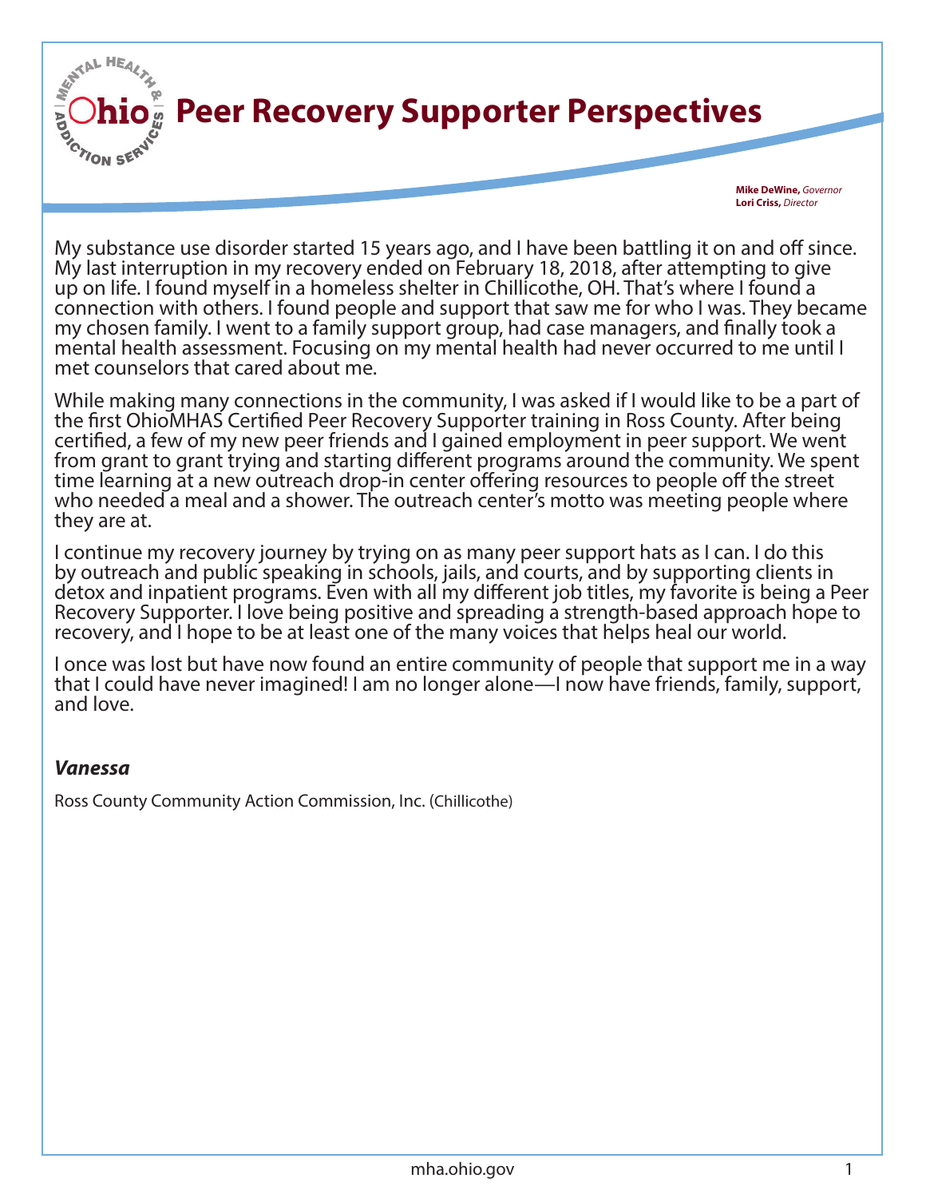# Peer Recovery Supporter Perspectives

**Mike DeWine,** *Governor*
**Lori Criss,** *Director*

My substance use disorder started 15 years ago, and I have been battling it on and off since. My last interruption in my recovery ended on February 18, 2018, after attempting to give up on life. I found myself in a homeless shelter in Chillicothe, OH. That's where I found a connection with others. I found people and support that saw me for who I was. They became my chosen family. I went to a family support group, had case managers, and finally took a mental health assessment. Focusing on my mental health had never occurred to me until I met counselors that cared about me.

While making many connections in the community, I was asked if I would like to be a part of the first OhioMHAS Certified Peer Recovery Supporter training in Ross County. After being certified, a few of my new peer friends and I gained employment in peer support. We went from grant to grant trying and starting different programs around the community. We spent time learning at a new outreach drop-in center offering resources to people off the street who needed a meal and a shower. The outreach center's motto was meeting people where they are at.

I continue my recovery journey by trying on as many peer support hats as I can. I do this by outreach and public speaking in schools, jails, and courts, and by supporting clients in detox and inpatient programs. Even with all my different job titles, my favorite is being a Peer Recovery Supporter. I love being positive and spreading a strength-based approach hope to recovery, and I hope to be at least one of the many voices that helps heal our world.

I once was lost but have now found an entire community of people that support me in a way that I could have never imagined! I am no longer alone—I now have friends, family, support, and love.

***Vanessa***

Ross County Community Action Commission, Inc. (Chillicothe)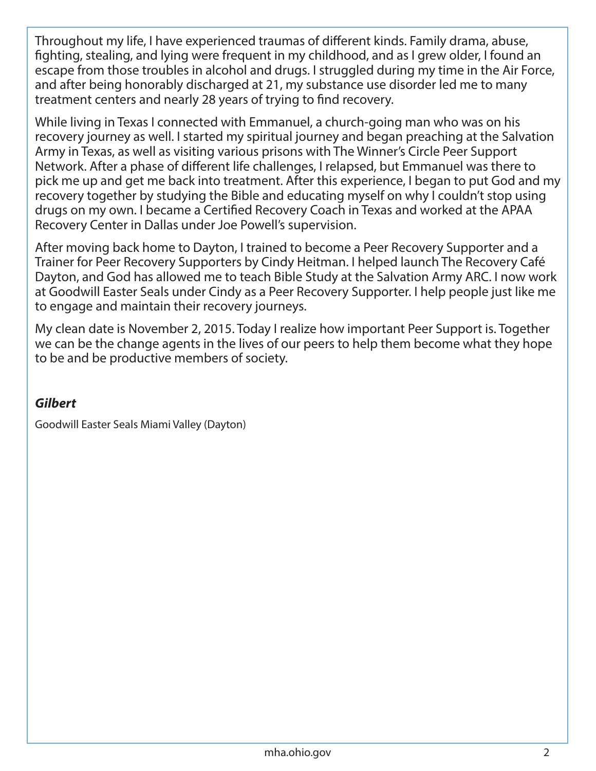Throughout my life, I have experienced traumas of different kinds. Family drama, abuse, fighting, stealing, and lying were frequent in my childhood, and as I grew older, I found an escape from those troubles in alcohol and drugs. I struggled during my time in the Air Force, and after being honorably discharged at 21, my substance use disorder led me to many treatment centers and nearly 28 years of trying to find recovery.

While living in Texas I connected with Emmanuel, a church-going man who was on his recovery journey as well. I started my spiritual journey and began preaching at the Salvation Army in Texas, as well as visiting various prisons with The Winner's Circle Peer Support Network. After a phase of different life challenges, I relapsed, but Emmanuel was there to pick me up and get me back into treatment. After this experience, I began to put God and my recovery together by studying the Bible and educating myself on why I couldn't stop using drugs on my own. I became a Certified Recovery Coach in Texas and worked at the APAA Recovery Center in Dallas under Joe Powell's supervision.

After moving back home to Dayton, I trained to become a Peer Recovery Supporter and a Trainer for Peer Recovery Supporters by Cindy Heitman. I helped launch The Recovery Café Dayton, and God has allowed me to teach Bible Study at the Salvation Army ARC. I now work at Goodwill Easter Seals under Cindy as a Peer Recovery Supporter. I help people just like me to engage and maintain their recovery journeys.

My clean date is November 2, 2015. Today I realize how important Peer Support is. Together we can be the change agents in the lives of our peers to help them become what they hope to be and be productive members of society.

***Gilbert***

Goodwill Easter Seals Miami Valley (Dayton)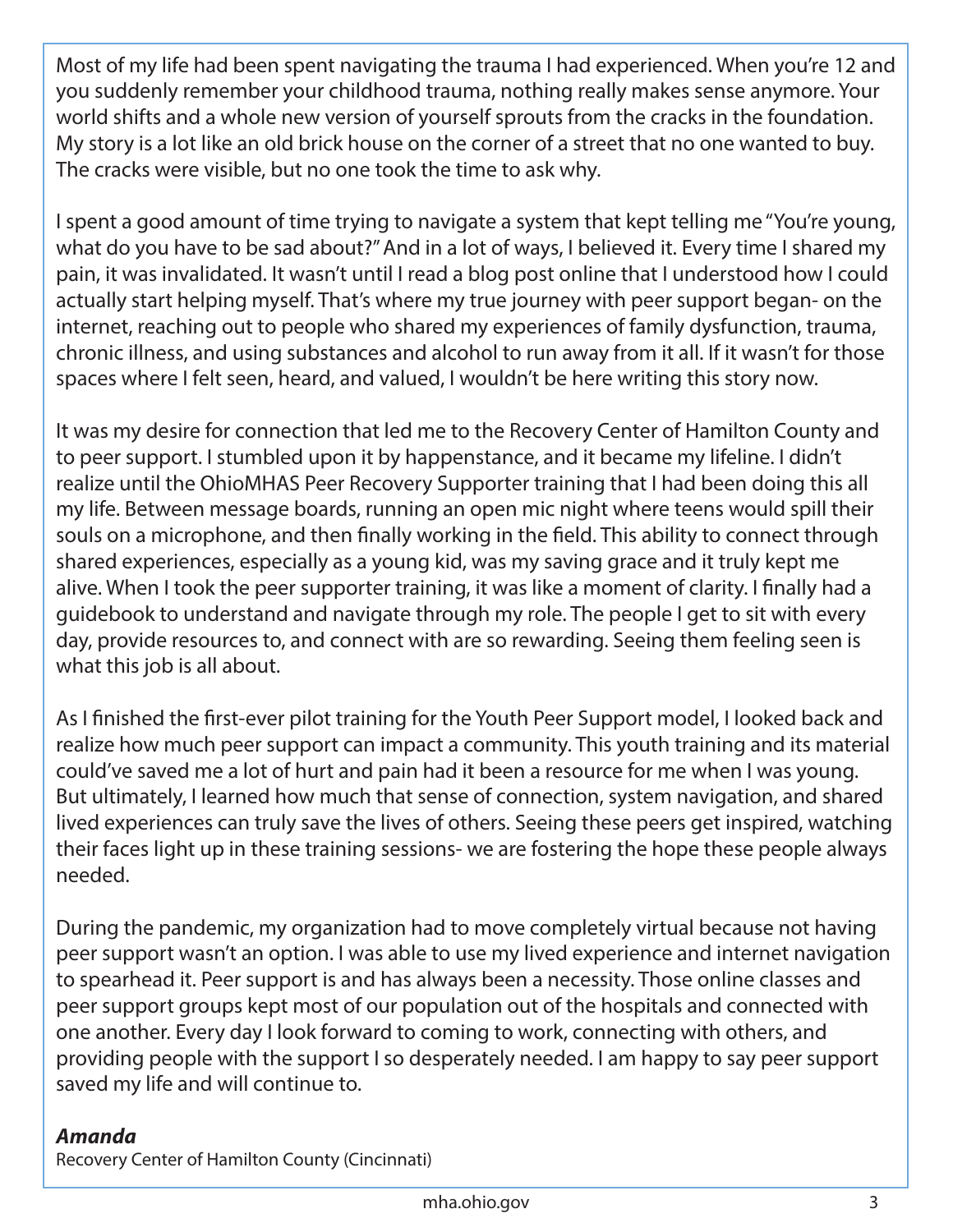Most of my life had been spent navigating the trauma I had experienced. When you're 12 and you suddenly remember your childhood trauma, nothing really makes sense anymore. Your world shifts and a whole new version of yourself sprouts from the cracks in the foundation. My story is a lot like an old brick house on the corner of a street that no one wanted to buy. The cracks were visible, but no one took the time to ask why.

I spent a good amount of time trying to navigate a system that kept telling me "You're young, what do you have to be sad about?" And in a lot of ways, I believed it. Every time I shared my pain, it was invalidated. It wasn't until I read a blog post online that I understood how I could actually start helping myself. That's where my true journey with peer support began- on the internet, reaching out to people who shared my experiences of family dysfunction, trauma, chronic illness, and using substances and alcohol to run away from it all. If it wasn't for those spaces where I felt seen, heard, and valued, I wouldn't be here writing this story now.

It was my desire for connection that led me to the Recovery Center of Hamilton County and to peer support. I stumbled upon it by happenstance, and it became my lifeline. I didn't realize until the OhioMHAS Peer Recovery Supporter training that I had been doing this all my life. Between message boards, running an open mic night where teens would spill their souls on a microphone, and then finally working in the field. This ability to connect through shared experiences, especially as a young kid, was my saving grace and it truly kept me alive. When I took the peer supporter training, it was like a moment of clarity. I finally had a guidebook to understand and navigate through my role. The people I get to sit with every day, provide resources to, and connect with are so rewarding. Seeing them feeling seen is what this job is all about.

As I finished the first-ever pilot training for the Youth Peer Support model, I looked back and realize how much peer support can impact a community. This youth training and its material could've saved me a lot of hurt and pain had it been a resource for me when I was young. But ultimately, I learned how much that sense of connection, system navigation, and shared lived experiences can truly save the lives of others. Seeing these peers get inspired, watching their faces light up in these training sessions- we are fostering the hope these people always needed.

During the pandemic, my organization had to move completely virtual because not having peer support wasn't an option. I was able to use my lived experience and internet navigation to spearhead it. Peer support is and has always been a necessity. Those online classes and peer support groups kept most of our population out of the hospitals and connected with one another. Every day I look forward to coming to work, connecting with others, and providing people with the support I so desperately needed. I am happy to say peer support saved my life and will continue to.

***Amanda***
Recovery Center of Hamilton County (Cincinnati)